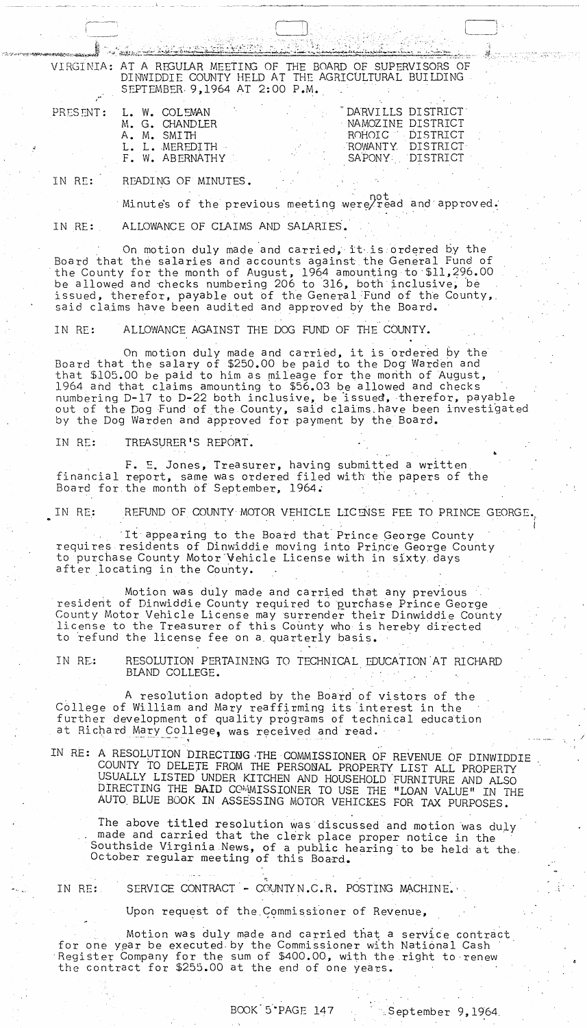VIRGINIA: AT A REGULAR MEETING OF THE BOARD OF SUPERVISORS OF DINWIDDIE COUNTY HELD AT THE AGRICULTURAL BUILDING SEPTEMBER 9,1964 AT 2:00 P.M.

| PRESENT: | L. W. COLEMAN | DARVILLS DISTRICT |
|---|---|---|
| | M. G. CHANDLER | NAMOZINE DISTRICT |
| | A. M. SMITH | ROHOIC DISTRICT |
| | L. L. MEREDITH | ROWANTY DISTRICT |
| | F. W. ABERNATHY | SAPONY DISTRICT |

IN RE: READING OF MINUTES.

Minutes of the previous meeting were not read and approved.

IN RE: ALLOWANCE OF CLAIMS AND SALARIES.

On motion duly made and carried, it is ordered by the Board that the salaries and accounts against the General Fund of the County for the month of August, 1964 amounting to $11,296.00 be allowed and checks numbering 206 to 316, both inclusive, be issued, therefor, payable out of the General Fund of the County, said claims have been audited and approved by the Board.

IN RE: ALLOWANCE AGAINST THE DOG FUND OF THE COUNTY.

On motion duly made and carried, it is ordered by the Board that the salary of $250.00 be paid to the Dog Warden and that $105.00 be paid to him as mileage for the month of August, 1964 and that claims amounting to $56.03 be allowed and checks numbering D-17 to D-22 both inclusive, be issued, therefor, payable out of the Dog Fund of the County, said claims have been investigated by the Dog Warden and approved for payment by the Board.

IN RE: TREASURER'S REPORT.

F. E. Jones, Treasurer, having submitted a written financial report, same was ordered filed with the papers of the Board for the month of September, 1964.

IN RE: REFUND OF COUNTY MOTOR VEHICLE LICENSE FEE TO PRINCE GEORGE.

It appearing to the Board that Prince George County requires residents of Dinwiddie moving into Prince George County to purchase County Motor Vehicle License with in sixty days after locating in the County.

Motion was duly made and carried that any previous resident of Dinwiddie County required to purchase Prince George County Motor Vehicle License may surrender their Dinwiddie County license to the Treasurer of this County who is hereby directed to refund the license fee on a quarterly basis.

IN RE: RESOLUTION PERTAINING TO TECHNICAL EDUCATION AT RICHARD BLAND COLLEGE.

A resolution adopted by the Board of vistors of the College of William and Mary reaffirming its interest in the further development of quality programs of technical education at Richard Mary College, was received and read.

IN RE: A RESOLUTION DIRECTING THE COMMISSIONER OF REVENUE OF DINWIDDIE COUNTY TO DELETE FROM THE PERSONAL PROPERTY LIST ALL PROPERTY USUALLY LISTED UNDER KITCHEN AND HOUSEHOLD FURNITURE AND ALSO DIRECTING THE SAID COMMISSIONER TO USE THE "LOAN VALUE" IN THE AUTO BLUE BOOK IN ASSESSING MOTOR VEHICKES FOR TAX PURPOSES.

The above titled resolution was discussed and motion was duly made and carried that the clerk place proper notice in the Southside Virginia News, of a public hearing to be held at the October regular meeting of this Board.

IN RE: SERVICE CONTRACT - COUNTY N.C.R. POSTING MACHINE.

Upon request of the Commissioner of Revenue,

Motion was duly made and carried that a service contract for one year be executed by the Commissioner with National Cash Register Company for the sum of $400.00, with the right to renew the contract for $255.00 at the end of one years.

BOOK 5 PAGE 147 September 9,1964.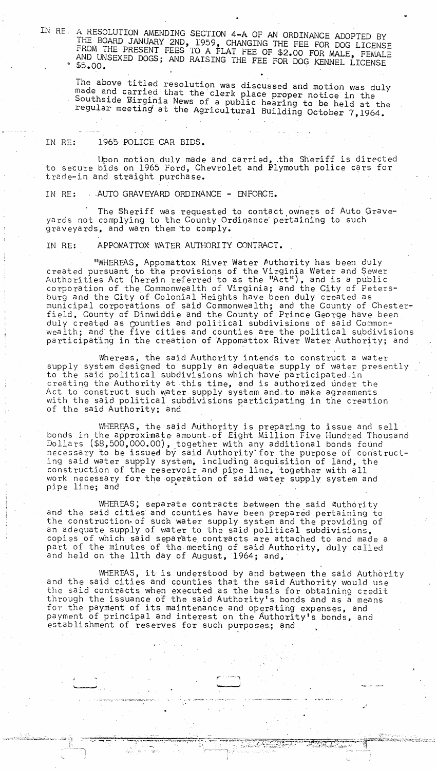IN RE: A RESOLUTION AMENDING SECTION 4-A OF AN ORDINANCE ADOPTED BY THE BOARD JANUARY 2ND, 1959, CHANGING THE FEE FOR DOG LICENSE FROM THE PRESENT FEES TO A FLAT FEE OF $2.00 FOR MALE, FEMALE AND UNSEXED DOGS; AND RAISING THE FEE FOR DOG KENNEL LICENSE $5.00.

The above titled resolution was discussed and motion was duly made and carried that the clerk place proper notice in the Southside Virginia News of a public hearing to be held at the regular meeting at the Agricultural Building October 7,1964.

IN RE: 1965 POLICE CAR BIDS.

Upon motion duly made and carried, the Sheriff is directed to secure bids on 1965 Ford, Chevrolet and Plymouth police cars for trade-in and straight purchase.

IN RE: AUTO GRAVEYARD ORDINANCE - ENFORCE.

The Sheriff was requested to contact owners of Auto Graveyards not complying to the County Ordinance pertaining to such graveyards, and warn them to comply.

IN RE: APPOMATTOX WATER AUTHORITY CONTRACT.

"WHEREAS, Appomattox River Water Authority has been duly created pursuant to the provisions of the Virginia Water and Sewer Authorities Act (herein referred to as the "Act"), and is a public corporation of the Commonwealth of Virginia; and the City of Petersburg and the City of Colonial Heights have been duly created as municipal corporations of said Commonwealth; and the County of Chesterfield, County of Dinwiddie and the County of Prince George have been duly created as counties and political subdivisions of said Commonwealth; and the five cities and counties are the political subdivisions participating in the creation of Appomattox River Water Authority; and

Whereas, the said Authority intends to construct a water supply system designed to supply an adequate supply of water presently to the said political subdivisions which have participated in creating the Authority at this time, and is authorized under the Act to construct such water supply system and to make agreements with the said political subdivisions participating in the creation of the said Authority; and

WHEREAS, the said Authority is preparing to issue and sell bonds in the approximate amount of Eight Million Five Hundred Thousand Dollars ($8,500,000.00), together with any additional bonds found necessary to be issued by said Authority for the purpose of constructing said water supply system, including acquisition of land, the construction of the reservoir and pipe line, together with all work necessary for the operation of said water supply system and pipe line; and

WHEREAS, separate contracts between the said Authority and the said cities and counties have been prepared pertaining to the construction of such water supply system and the providing of an adequate supply of water to the said political subdivisions, copies of which said separate contracts are attached to and made a part of the minutes of the meeting of said Authority, duly called and held on the 11th day of August, 1964; and,

WHEREAS, it is understood by and between the said Authority and the said cities and counties that the said Authority would use the said contracts when executed as the basis for obtaining credit through the issuance of the said Authority's bonds and as a means for the payment of its maintenance and operating expenses, and payment of principal and interest on the Authority's bonds, and establishment of reserves for such purposes; and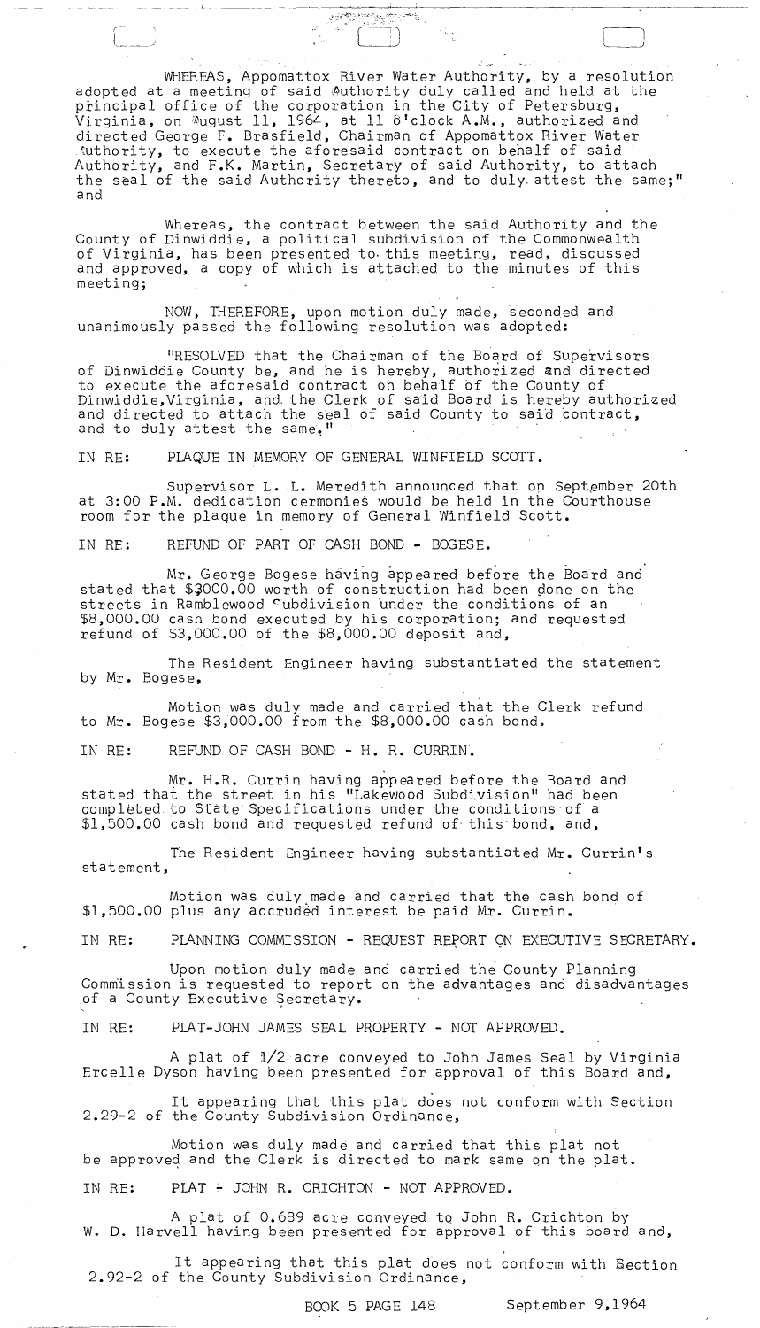WHEREAS, Appomattox River Water Authority, by a resolution adopted at a meeting of said Authority duly called and held at the principal office of the corporation in the City of Petersburg, Virginia, on August 11, 1964, at 11 o'clock A.M., authorized and directed George F. Brasfield, Chairman of Appomattox River Water Authority, to execute the aforesaid contract on behalf of said Authority, and F.K. Martin, Secretary of said Authority, to attach the seal of the said Authority thereto, and to duly attest the same;" and

Whereas, the contract between the said Authority and the County of Dinwiddie, a political subdivision of the Commonwealth of Virginia, has been presented to this meeting, read, discussed and approved, a copy of which is attached to the minutes of this meeting;

NOW, THEREFORE, upon motion duly made, seconded and unanimously passed the following resolution was adopted:

"RESOLVED that the Chairman of the Board of Supervisors of Dinwiddie County be, and he is hereby, authorized and directed to execute the aforesaid contract on behalf of the County of Dinwiddie,Virginia, and the Clerk of said Board is hereby authorized and directed to attach the seal of said County to said contract, and to duly attest the same."

IN RE: PLAQUE IN MEMORY OF GENERAL WINFIELD SCOTT.

Supervisor L. L. Meredith announced that on September 20th at 3:00 P.M. dedication cermonies would be held in the Courthouse room for the plaque in memory of General Winfield Scott.

IN RE: REFUND OF PART OF CASH BOND - BOGESE.

Mr. George Bogese having appeared before the Board and stated that $3000.00 worth of construction had been done on the streets in Ramblewood Subdivision under the conditions of an $8,000.00 cash bond executed by his corporation; and requested refund of $3,000.00 of the $8,000.00 deposit and,

The Resident Engineer having substantiated the statement by Mr. Bogese,

Motion was duly made and carried that the Clerk refund to Mr. Bogese $3,000.00 from the $8,000.00 cash bond.

IN RE: REFUND OF CASH BOND - H. R. CURRIN.

Mr. H.R. Currin having appeared before the Board and stated that the street in his "Lakewood Subdivision" had been completed to State Specifications under the conditions of a $1,500.00 cash bond and requested refund of this bond, and,

The Resident Engineer having substantiated Mr. Currin's statement,

Motion was duly made and carried that the cash bond of $1,500.00 plus any accrued interest be paid Mr. Currin.

IN RE: PLANNING COMMISSION - REQUEST REPORT ON EXECUTIVE SECRETARY.

Upon motion duly made and carried the County Planning Commission is requested to report on the advantages and disadvantages of a County Executive Secretary.

IN RE: PLAT-JOHN JAMES SEAL PROPERTY - NOT APPROVED.

A plat of 1/2 acre conveyed to John James Seal by Virginia Ercelle Dyson having been presented for approval of this Board and,

It appearing that this plat does not conform with Section 2.29-2 of the County Subdivision Ordinance,

Motion was duly made and carried that this plat not be approved and the Clerk is directed to mark same on the plat.

IN RE: PLAT - JOHN R. CRICHTON - NOT APPROVED.

A plat of 0.689 acre conveyed to John R. Crichton by W. D. Harvell having been presented for approval of this board and,

It appearing that this plat does not conform with Section 2.92-2 of the County Subdivision Ordinance,

BOOK 5 PAGE 148 September 9,1964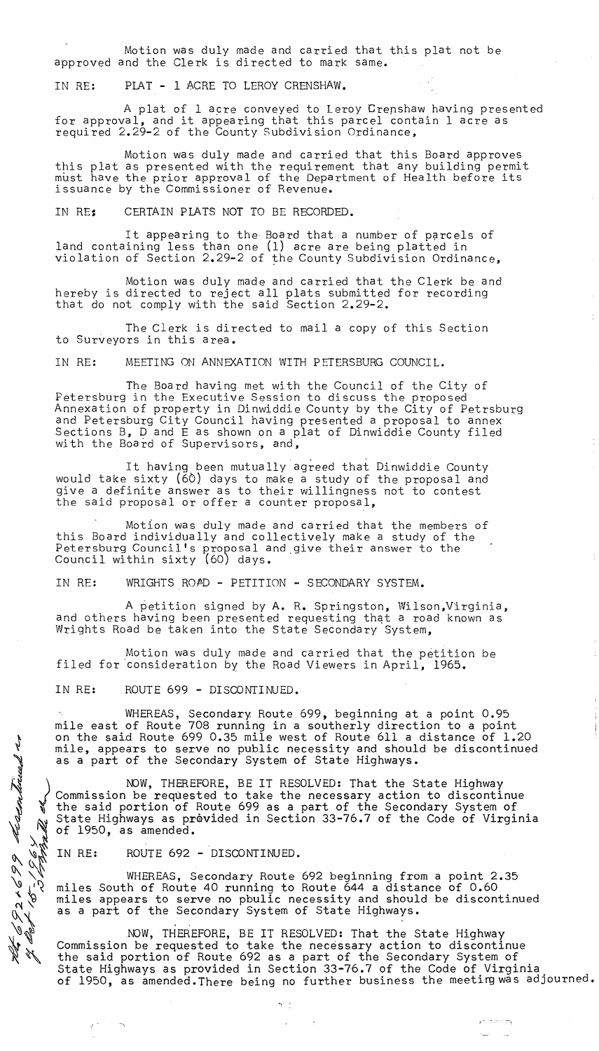Motion was duly made and carried that this plat not be approved and the Clerk is directed to mark same.

IN RE: PLAT - 1 ACRE TO LEROY CRENSHAW.

A plat of 1 acre conveyed to Leroy Crenshaw having presented for approval, and it appearing that this parcel contain 1 acre as required 2.29-2 of the County Subdivision Ordinance,

Motion was duly made and carried that this Board approves this plat as presented with the requirement that any building permit must have the prior approval of the Department of Health before its issuance by the Commissioner of Revenue.

IN RE: CERTAIN PLATS NOT TO BE RECORDED.

It appearing to the Board that a number of parcels of land containing less than one (1) acre are being platted in violation of Section 2.29-2 of the County Subdivision Ordinance,

Motion was duly made and carried that the Clerk be and hereby is directed to reject all plats submitted for recording that do not comply with the said Section 2.29-2.

The Clerk is directed to mail a copy of this Section to Surveyors in this area.

IN RE: MEETING ON ANNEXATION WITH PETERSBURG COUNCIL.

The Board having met with the Council of the City of Petersburg in the Executive Session to discuss the proposed Annexation of property in Dinwiddie County by the City of Petrsburg and Petersburg City Council having presented a proposal to annex Sections B, D and E as shown on a plat of Dinwiddie County filed with the Board of Supervisors, and,

It having been mutually agreed that Dinwiddie County would take sixty (60) days to make a study of the proposal and give a definite answer as to their willingness not to contest the said proposal or offer a counter proposal,

Motion was duly made and carried that the members of this Board individually and collectively make a study of the Petersburg Council's proposal and give their answer to the Council within sixty (60) days.

IN RE: WRIGHTS ROAD - PETITION - SECONDARY SYSTEM.

A petition signed by A. R. Springston, Wilson, Virginia, and others having been presented requesting that a road known as Wrights Road be taken into the State Secondary System,

Motion was duly made and carried that the petition be filed for consideration by the Road Viewers in April, 1965.

IN RE: ROUTE 699 - DISCONTINUED.

WHEREAS, Secondary Route 699, beginning at a point 0.95 mile east of Route 708 running in a southerly direction to a point on the said Route 699 0.35 mile west of Route 611 a distance of 1.20 mile, appears to serve no public necessity and should be discontinued as a part of the Secondary System of State Highways.

NOW, THEREFORE, BE IT RESOLVED: That the State Highway Commission be requested to take the necessary action to discontinue the said portion of Route 699 as a part of the Secondary System of State Highways as provided in Section 33-76.7 of the Code of Virginia of 1950, as amended.

IN RE: ROUTE 692 - DISCONTINUED.

WHEREAS, Secondary Route 692 beginning from a point 2.35 miles South of Route 40 running to Route 644 a distance of 0.60 miles appears to serve no pbulic necessity and should be discontinued as a part of the Secondary System of State Highways.

NOW, THEREFORE, BE IT RESOLVED: That the State Highway Commission be requested to take the necessary action to discontinue the said portion of Route 692 as a part of the Secondary System of State Highways as provided in Section 33-76.7 of the Code of Virginia of 1950, as amended. There being no further business the meeting was adjourned.

Rts 692 + 699 discontinued as of Oct 15-1964 by Comm. Rd order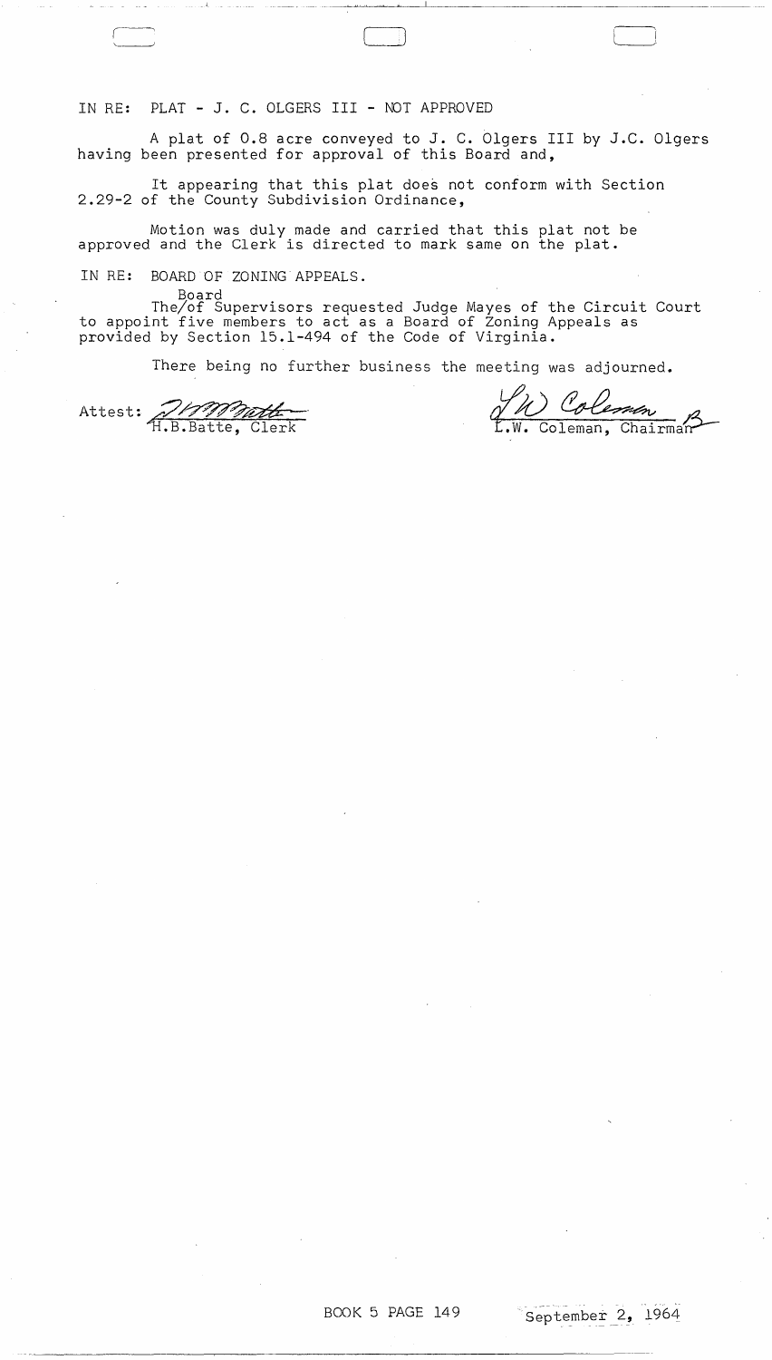IN RE: PLAT - J. C. OLGERS III - NOT APPROVED

A plat of 0.8 acre conveyed to J. C. Olgers III by J.C. Olgers having been presented for approval of this Board and,

It appearing that this plat does not conform with Section 2.29-2 of the County Subdivision Ordinance,

Motion was duly made and carried that this plat not be approved and the Clerk is directed to mark same on the plat.

IN RE: BOARD OF ZONING APPEALS.

The Board of Supervisors requested Judge Mayes of the Circuit Court to appoint five members to act as a Board of Zoning Appeals as provided by Section 15.1-494 of the Code of Virginia.

There being no further business the meeting was adjourned.

Attest: H.B.Batte, Clerk

L.W. Coleman, Chairman

BOOK 5 PAGE 149 September 2, 1964